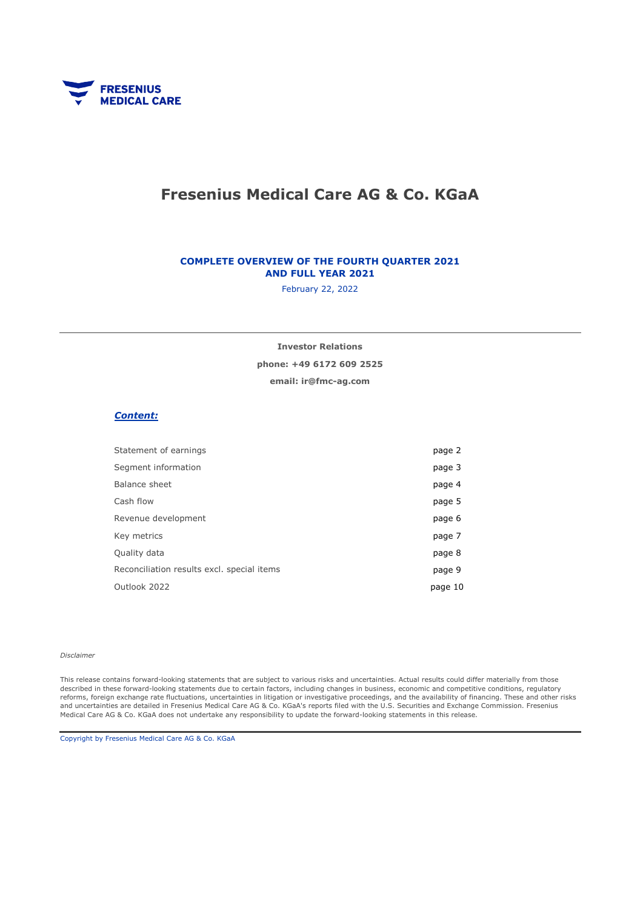FRESENIUS MEDICAL CARE

# Fresenius Medical Care AG & Co. KGaA

## COMPLETE OVERVIEW OF THE FOURTH QUARTER 2021 AND FULL YEAR 2021

February 22, 2022

---

**Investor Relations**

**phone: +49 6172 609 2525**

**email: ir@fmc-ag.com**

***Content:***

| | |
|---|---|
| Statement of earnings | page 2 |
| Segment information | page 3 |
| Balance sheet | page 4 |
| Cash flow | page 5 |
| Revenue development | page 6 |
| Key metrics | page 7 |
| Quality data | page 8 |
| Reconciliation results excl. special items | page 9 |
| Outlook 2022 | page 10 |

*Disclaimer*

This release contains forward-looking statements that are subject to various risks and uncertainties. Actual results could differ materially from those described in these forward-looking statements due to certain factors, including changes in business, economic and competitive conditions, regulatory reforms, foreign exchange rate fluctuations, uncertainties in litigation or investigative proceedings, and the availability of financing. These and other risks and uncertainties are detailed in Fresenius Medical Care AG & Co. KGaA's reports filed with the U.S. Securities and Exchange Commission. Fresenius Medical Care AG & Co. KGaA does not undertake any responsibility to update the forward-looking statements in this release.

Copyright by Fresenius Medical Care AG & Co. KGaA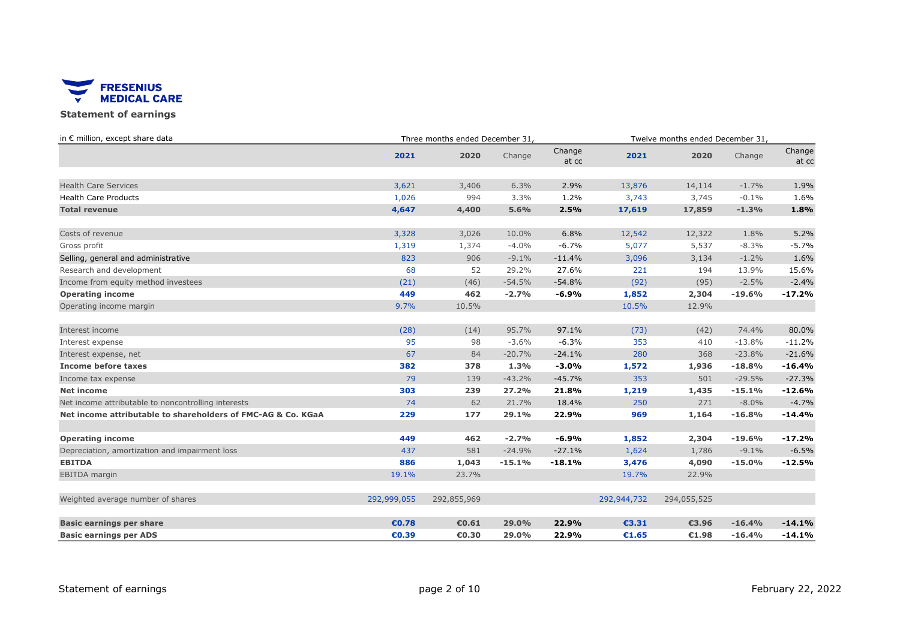FRESENIUS MEDICAL CARE

## Statement of earnings

| in € million, except share data | Three months ended December 31, | | | | Twelve months ended December 31, | | | |
|---|---|---|---|---|---|---|---|---|
| | **2021** | **2020** | Change | Change at cc | **2021** | **2020** | Change | Change at cc |
| Health Care Services | 3,621 | 3,406 | 6.3% | 2.9% | 13,876 | 14,114 | -1.7% | 1.9% |
| Health Care Products | 1,026 | 994 | 3.3% | 1.2% | 3,743 | 3,745 | -0.1% | 1.6% |
| **Total revenue** | **4,647** | **4,400** | **5.6%** | **2.5%** | **17,619** | **17,859** | **-1.3%** | **1.8%** |
| Costs of revenue | 3,328 | 3,026 | 10.0% | 6.8% | 12,542 | 12,322 | 1.8% | 5.2% |
| Gross profit | 1,319 | 1,374 | -4.0% | -6.7% | 5,077 | 5,537 | -8.3% | -5.7% |
| Selling, general and administrative | 823 | 906 | -9.1% | -11.4% | 3,096 | 3,134 | -1.2% | 1.6% |
| Research and development | 68 | 52 | 29.2% | 27.6% | 221 | 194 | 13.9% | 15.6% |
| Income from equity method investees | (21) | (46) | -54.5% | -54.8% | (92) | (95) | -2.5% | -2.4% |
| **Operating income** | **449** | **462** | **-2.7%** | **-6.9%** | **1,852** | **2,304** | **-19.6%** | **-17.2%** |
| Operating income margin | 9.7% | 10.5% | | | 10.5% | 12.9% | | |
| Interest income | (28) | (14) | 95.7% | 97.1% | (73) | (42) | 74.4% | 80.0% |
| Interest expense | 95 | 98 | -3.6% | -6.3% | 353 | 410 | -13.8% | -11.2% |
| Interest expense, net | 67 | 84 | -20.7% | -24.1% | 280 | 368 | -23.8% | -21.6% |
| **Income before taxes** | **382** | **378** | **1.3%** | **-3.0%** | **1,572** | **1,936** | **-18.8%** | **-16.4%** |
| Income tax expense | 79 | 139 | -43.2% | -45.7% | 353 | 501 | -29.5% | -27.3% |
| **Net income** | **303** | **239** | **27.2%** | **21.8%** | **1,219** | **1,435** | **-15.1%** | **-12.6%** |
| Net income attributable to noncontrolling interests | 74 | 62 | 21.7% | 18.4% | 250 | 271 | -8.0% | -4.7% |
| **Net income attributable to shareholders of FMC-AG & Co. KGaA** | **229** | **177** | **29.1%** | **22.9%** | **969** | **1,164** | **-16.8%** | **-14.4%** |
| **Operating income** | **449** | **462** | **-2.7%** | **-6.9%** | **1,852** | **2,304** | **-19.6%** | **-17.2%** |
| Depreciation, amortization and impairment loss | 437 | 581 | -24.9% | -27.1% | 1,624 | 1,786 | -9.1% | -6.5% |
| **EBITDA** | **886** | **1,043** | **-15.1%** | **-18.1%** | **3,476** | **4,090** | **-15.0%** | **-12.5%** |
| EBITDA margin | 19.1% | 23.7% | | | 19.7% | 22.9% | | |
| Weighted average number of shares | 292,999,055 | 292,855,969 | | | 292,944,732 | 294,055,525 | | |
| **Basic earnings per share** | **€0.78** | **€0.61** | **29.0%** | **22.9%** | **€3.31** | **€3.96** | **-16.4%** | **-14.1%** |
| **Basic earnings per ADS** | **€0.39** | **€0.30** | **29.0%** | **22.9%** | **€1.65** | **€1.98** | **-16.4%** | **-14.1%** |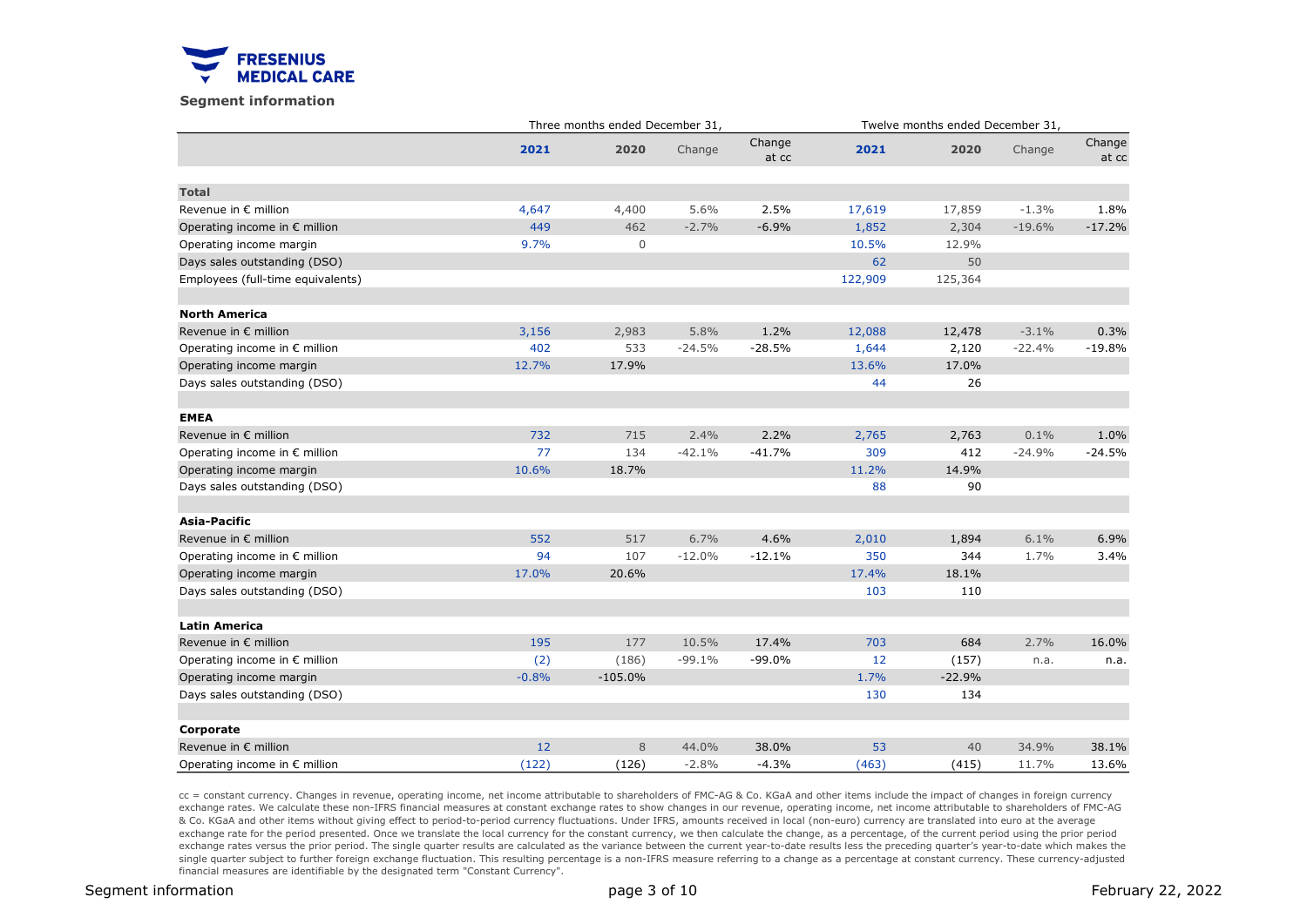FRESENIUS MEDICAL CARE

**Segment information**

| | Three months ended December 31, | | | | Twelve months ended December 31, | | | |
|---|---|---|---|---|---|---|---|---|
| | **2021** | **2020** | Change | Change at cc | **2021** | **2020** | Change | Change at cc |
| **Total** | | | | | | | | |
| Revenue in € million | 4,647 | 4,400 | 5.6% | 2.5% | 17,619 | 17,859 | -1.3% | 1.8% |
| Operating income in € million | 449 | 462 | -2.7% | -6.9% | 1,852 | 2,304 | -19.6% | -17.2% |
| Operating income margin | 9.7% | 0 | | | 10.5% | 12.9% | | |
| Days sales outstanding (DSO) | | | | | 62 | 50 | | |
| Employees (full-time equivalents) | | | | | 122,909 | 125,364 | | |
| **North America** | | | | | | | | |
| Revenue in € million | 3,156 | 2,983 | 5.8% | 1.2% | 12,088 | 12,478 | -3.1% | 0.3% |
| Operating income in € million | 402 | 533 | -24.5% | -28.5% | 1,644 | 2,120 | -22.4% | -19.8% |
| Operating income margin | 12.7% | 17.9% | | | 13.6% | 17.0% | | |
| Days sales outstanding (DSO) | | | | | 44 | 26 | | |
| **EMEA** | | | | | | | | |
| Revenue in € million | 732 | 715 | 2.4% | 2.2% | 2,765 | 2,763 | 0.1% | 1.0% |
| Operating income in € million | 77 | 134 | -42.1% | -41.7% | 309 | 412 | -24.9% | -24.5% |
| Operating income margin | 10.6% | 18.7% | | | 11.2% | 14.9% | | |
| Days sales outstanding (DSO) | | | | | 88 | 90 | | |
| **Asia-Pacific** | | | | | | | | |
| Revenue in € million | 552 | 517 | 6.7% | 4.6% | 2,010 | 1,894 | 6.1% | 6.9% |
| Operating income in € million | 94 | 107 | -12.0% | -12.1% | 350 | 344 | 1.7% | 3.4% |
| Operating income margin | 17.0% | 20.6% | | | 17.4% | 18.1% | | |
| Days sales outstanding (DSO) | | | | | 103 | 110 | | |
| **Latin America** | | | | | | | | |
| Revenue in € million | 195 | 177 | 10.5% | 17.4% | 703 | 684 | 2.7% | 16.0% |
| Operating income in € million | (2) | (186) | -99.1% | -99.0% | 12 | (157) | n.a. | n.a. |
| Operating income margin | -0.8% | -105.0% | | | 1.7% | -22.9% | | |
| Days sales outstanding (DSO) | | | | | 130 | 134 | | |
| **Corporate** | | | | | | | | |
| Revenue in € million | 12 | 8 | 44.0% | 38.0% | 53 | 40 | 34.9% | 38.1% |
| Operating income in € million | (122) | (126) | -2.8% | -4.3% | (463) | (415) | 11.7% | 13.6% |

cc = constant currency. Changes in revenue, operating income, net income attributable to shareholders of FMC-AG & Co. KGaA and other items include the impact of changes in foreign currency exchange rates. We calculate these non-IFRS financial measures at constant exchange rates to show changes in our revenue, operating income, net income attributable to shareholders of FMC-AG & Co. KGaA and other items without giving effect to period-to-period currency fluctuations. Under IFRS, amounts received in local (non-euro) currency are translated into euro at the average exchange rate for the period presented. Once we translate the local currency for the constant currency, we then calculate the change, as a percentage, of the current period using the prior period exchange rates versus the prior period. The single quarter results are calculated as the variance between the current year-to-date results less the preceding quarter's year-to-date which makes the single quarter subject to further foreign exchange fluctuation. This resulting percentage is a non-IFRS measure referring to a change as a percentage at constant currency. These currency-adjusted financial measures are identifiable by the designated term "Constant Currency".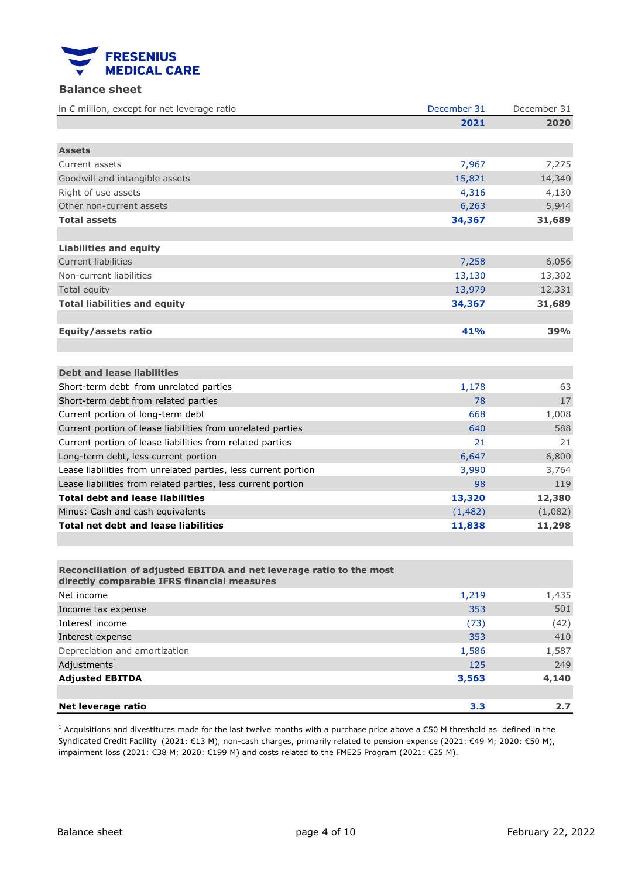FRESENIUS MEDICAL CARE

## Balance sheet

| in € million, except for net leverage ratio | December 31 2021 | December 31 2020 |
|---|---|---|
| **Assets** | | |
| Current assets | 7,967 | 7,275 |
| Goodwill and intangible assets | 15,821 | 14,340 |
| Right of use assets | 4,316 | 4,130 |
| Other non-current assets | 6,263 | 5,944 |
| **Total assets** | **34,367** | **31,689** |
| **Liabilities and equity** | | |
| Current liabilities | 7,258 | 6,056 |
| Non-current liabilities | 13,130 | 13,302 |
| Total equity | 13,979 | 12,331 |
| **Total liabilities and equity** | **34,367** | **31,689** |
| **Equity/assets ratio** | **41%** | **39%** |
| **Debt and lease liabilities** | | |
| Short-term debt from unrelated parties | 1,178 | 63 |
| Short-term debt from related parties | 78 | 17 |
| Current portion of long-term debt | 668 | 1,008 |
| Current portion of lease liabilities from unrelated parties | 640 | 588 |
| Current portion of lease liabilities from related parties | 21 | 21 |
| Long-term debt, less current portion | 6,647 | 6,800 |
| Lease liabilities from unrelated parties, less current portion | 3,990 | 3,764 |
| Lease liabilities from related parties, less current portion | 98 | 119 |
| **Total debt and lease liabilities** | **13,320** | **12,380** |
| Minus: Cash and cash equivalents | (1,482) | (1,082) |
| **Total net debt and lease liabilities** | **11,838** | **11,298** |
| **Reconciliation of adjusted EBITDA and net leverage ratio to the most directly comparable IFRS financial measures** | | |
| Net income | 1,219 | 1,435 |
| Income tax expense | 353 | 501 |
| Interest income | (73) | (42) |
| Interest expense | 353 | 410 |
| Depreciation and amortization | 1,586 | 1,587 |
| Adjustments[1] | 125 | 249 |
| **Adjusted EBITDA** | **3,563** | **4,140** |
| **Net leverage ratio** | **3.3** | **2.7** |

[1] Acquisitions and divestitures made for the last twelve months with a purchase price above a €50 M threshold as defined in the Syndicated Credit Facility (2021: €13 M), non-cash charges, primarily related to pension expense (2021: €49 M; 2020: €50 M), impairment loss (2021: €38 M; 2020: €199 M) and costs related to the FME25 Program (2021: €25 M).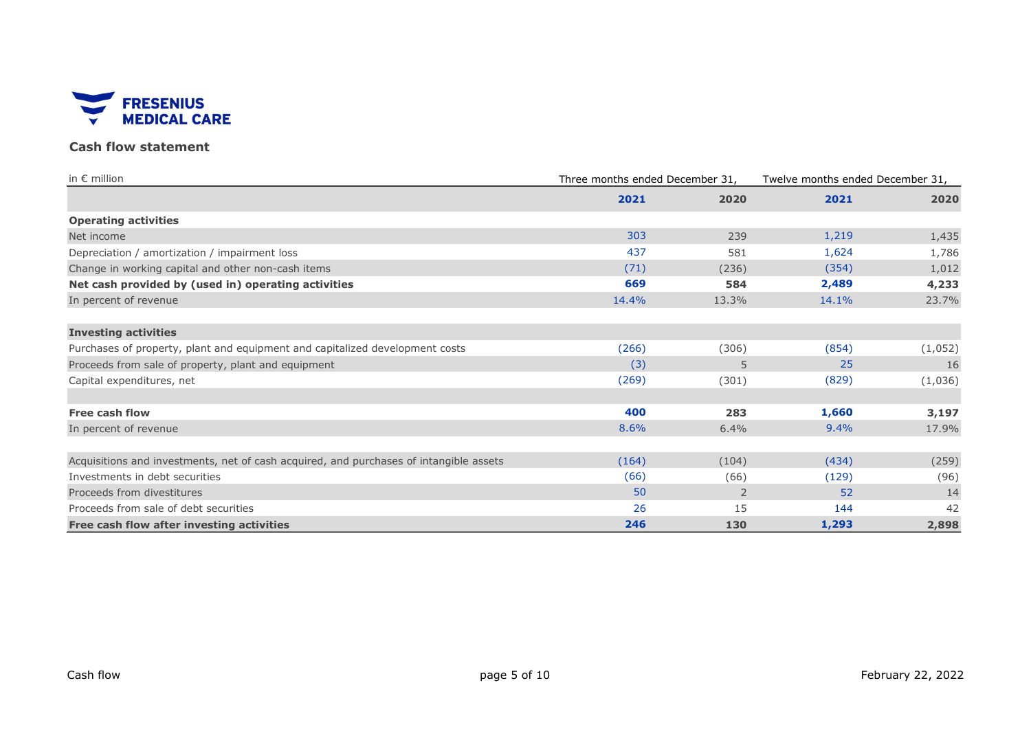FRESENIUS MEDICAL CARE

## Cash flow statement

| in € million | Three months ended December 31, | | Twelve months ended December 31, | |
|---|---|---|---|---|
| | **2021** | **2020** | **2021** | **2020** |
| **Operating activities** | | | | |
| Net income | 303 | 239 | 1,219 | 1,435 |
| Depreciation / amortization / impairment loss | 437 | 581 | 1,624 | 1,786 |
| Change in working capital and other non-cash items | (71) | (236) | (354) | 1,012 |
| **Net cash provided by (used in) operating activities** | **669** | **584** | **2,489** | **4,233** |
| In percent of revenue | 14.4% | 13.3% | 14.1% | 23.7% |
| | | | | |
| **Investing activities** | | | | |
| Purchases of property, plant and equipment and capitalized development costs | (266) | (306) | (854) | (1,052) |
| Proceeds from sale of property, plant and equipment | (3) | 5 | 25 | 16 |
| Capital expenditures, net | (269) | (301) | (829) | (1,036) |
| | | | | |
| **Free cash flow** | **400** | **283** | **1,660** | **3,197** |
| In percent of revenue | 8.6% | 6.4% | 9.4% | 17.9% |
| | | | | |
| Acquisitions and investments, net of cash acquired, and purchases of intangible assets | (164) | (104) | (434) | (259) |
| Investments in debt securities | (66) | (66) | (129) | (96) |
| Proceeds from divestitures | 50 | 2 | 52 | 14 |
| Proceeds from sale of debt securities | 26 | 15 | 144 | 42 |
| **Free cash flow after investing activities** | **246** | **130** | **1,293** | **2,898** |

Cash flow

February 22, 2022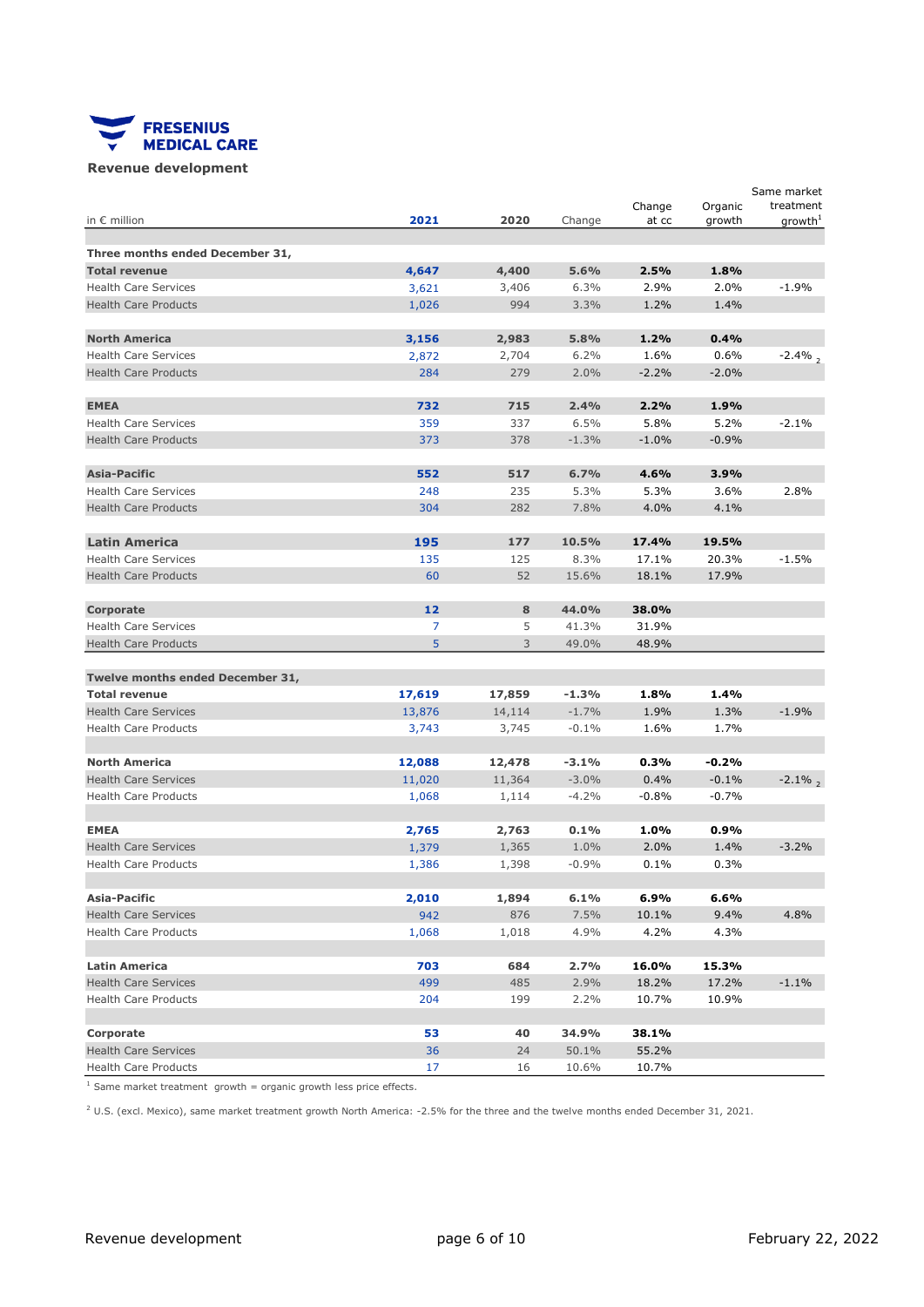**FRESENIUS MEDICAL CARE**

**Revenue development**

| in € million | 2021 | 2020 | Change | Change at cc | Organic growth | Same market treatment growth[1] |
|---|---|---|---|---|---|---|
| **Three months ended December 31,** | | | | | | |
| **Total revenue** | **4,647** | **4,400** | **5.6%** | **2.5%** | **1.8%** | |
| Health Care Services | 3,621 | 3,406 | 6.3% | 2.9% | 2.0% | -1.9% |
| Health Care Products | 1,026 | 994 | 3.3% | 1.2% | 1.4% | |
| **North America** | **3,156** | **2,983** | **5.8%** | **1.2%** | **0.4%** | |
| Health Care Services | 2,872 | 2,704 | 6.2% | 1.6% | 0.6% | -2.4% [2] |
| Health Care Products | 284 | 279 | 2.0% | -2.2% | -2.0% | |
| **EMEA** | **732** | **715** | **2.4%** | **2.2%** | **1.9%** | |
| Health Care Services | 359 | 337 | 6.5% | 5.8% | 5.2% | -2.1% |
| Health Care Products | 373 | 378 | -1.3% | -1.0% | -0.9% | |
| **Asia-Pacific** | **552** | **517** | **6.7%** | **4.6%** | **3.9%** | |
| Health Care Services | 248 | 235 | 5.3% | 5.3% | 3.6% | 2.8% |
| Health Care Products | 304 | 282 | 7.8% | 4.0% | 4.1% | |
| **Latin America** | **195** | **177** | **10.5%** | **17.4%** | **19.5%** | |
| Health Care Services | 135 | 125 | 8.3% | 17.1% | 20.3% | -1.5% |
| Health Care Products | 60 | 52 | 15.6% | 18.1% | 17.9% | |
| **Corporate** | **12** | **8** | **44.0%** | **38.0%** | | |
| Health Care Services | 7 | 5 | 41.3% | 31.9% | | |
| Health Care Products | 5 | 3 | 49.0% | 48.9% | | |
| **Twelve months ended December 31,** | | | | | | |
| **Total revenue** | **17,619** | **17,859** | **-1.3%** | **1.8%** | **1.4%** | |
| Health Care Services | 13,876 | 14,114 | -1.7% | 1.9% | 1.3% | -1.9% |
| Health Care Products | 3,743 | 3,745 | -0.1% | 1.6% | 1.7% | |
| **North America** | **12,088** | **12,478** | **-3.1%** | **0.3%** | **-0.2%** | |
| Health Care Services | 11,020 | 11,364 | -3.0% | 0.4% | -0.1% | -2.1% [2] |
| Health Care Products | 1,068 | 1,114 | -4.2% | -0.8% | -0.7% | |
| **EMEA** | **2,765** | **2,763** | **0.1%** | **1.0%** | **0.9%** | |
| Health Care Services | 1,379 | 1,365 | 1.0% | 2.0% | 1.4% | -3.2% |
| Health Care Products | 1,386 | 1,398 | -0.9% | 0.1% | 0.3% | |
| **Asia-Pacific** | **2,010** | **1,894** | **6.1%** | **6.9%** | **6.6%** | |
| Health Care Services | 942 | 876 | 7.5% | 10.1% | 9.4% | 4.8% |
| Health Care Products | 1,068 | 1,018 | 4.9% | 4.2% | 4.3% | |
| **Latin America** | **703** | **684** | **2.7%** | **16.0%** | **15.3%** | |
| Health Care Services | 499 | 485 | 2.9% | 18.2% | 17.2% | -1.1% |
| Health Care Products | 204 | 199 | 2.2% | 10.7% | 10.9% | |
| **Corporate** | **53** | **40** | **34.9%** | **38.1%** | | |
| Health Care Services | 36 | 24 | 50.1% | 55.2% | | |
| Health Care Products | 17 | 16 | 10.6% | 10.7% | | |

[1] Same market treatment growth = organic growth less price effects.

[2] U.S. (excl. Mexico), same market treatment growth North America: -2.5% for the three and the twelve months ended December 31, 2021.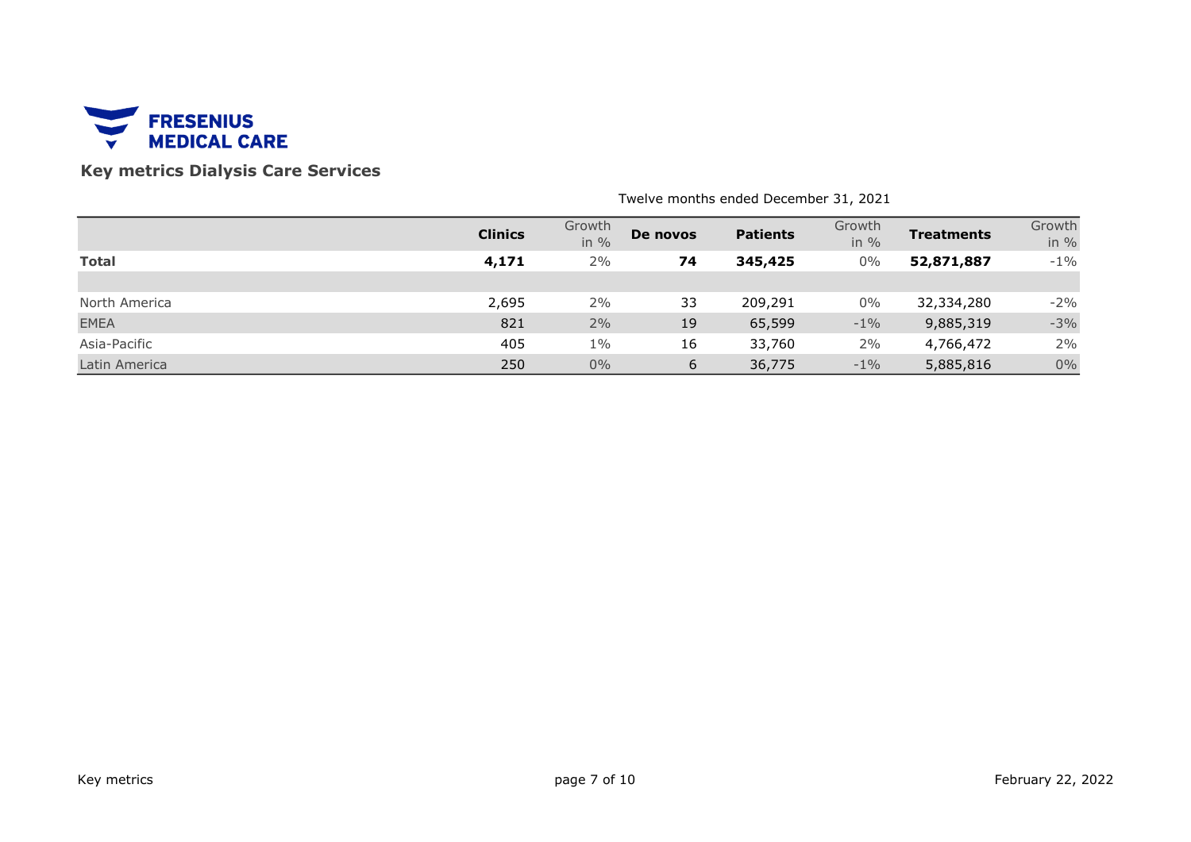**FRESENIUS MEDICAL CARE**

## Key metrics Dialysis Care Services

Twelve months ended December 31, 2021

| | Clinics | Growth in % | De novos | Patients | Growth in % | Treatments | Growth in % |
|---|---|---|---|---|---|---|---|
| **Total** | **4,171** | 2% | **74** | **345,425** | 0% | **52,871,887** | -1% |
| | | | | | | | |
| North America | 2,695 | 2% | 33 | 209,291 | 0% | 32,334,280 | -2% |
| EMEA | 821 | 2% | 19 | 65,599 | -1% | 9,885,319 | -3% |
| Asia-Pacific | 405 | 1% | 16 | 33,760 | 2% | 4,766,472 | 2% |
| Latin America | 250 | 0% | 6 | 36,775 | -1% | 5,885,816 | 0% |

Key metrics

February 22, 2022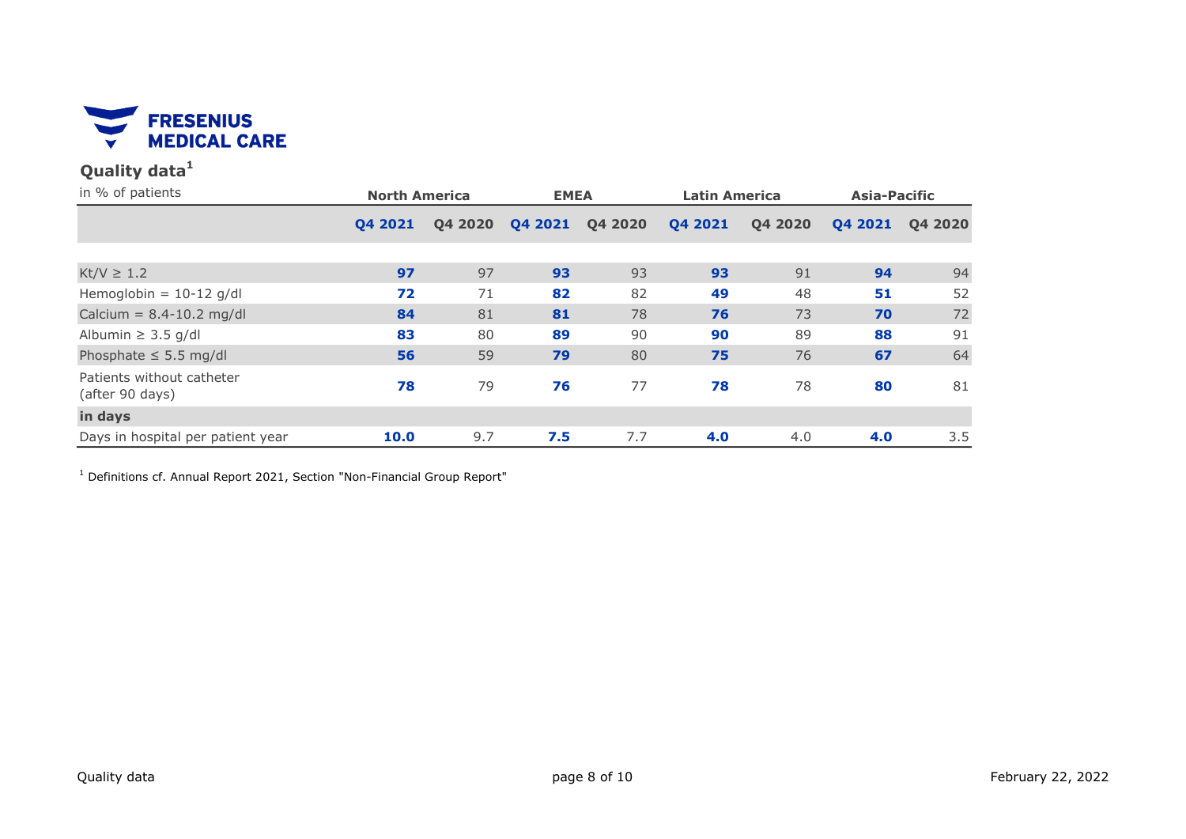FRESENIUS MEDICAL CARE

## Quality data[1]

| in % of patients | North America | | EMEA | | Latin America | | Asia-Pacific | |
|---|---|---|---|---|---|---|---|---|
| | **Q4 2021** | **Q4 2020** | **Q4 2021** | **Q4 2020** | **Q4 2021** | **Q4 2020** | **Q4 2021** | **Q4 2020** |
| Kt/V ≥ 1.2 | **97** | 97 | **93** | 93 | **93** | 91 | **94** | 94 |
| Hemoglobin = 10-12 g/dl | **72** | 71 | **82** | 82 | **49** | 48 | **51** | 52 |
| Calcium = 8.4-10.2 mg/dl | **84** | 81 | **81** | 78 | **76** | 73 | **70** | 72 |
| Albumin ≥ 3.5 g/dl | **83** | 80 | **89** | 90 | **90** | 89 | **88** | 91 |
| Phosphate ≤ 5.5 mg/dl | **56** | 59 | **79** | 80 | **75** | 76 | **67** | 64 |
| Patients without catheter (after 90 days) | **78** | 79 | **76** | 77 | **78** | 78 | **80** | 81 |
| **in days** | | | | | | | | |
| Days in hospital per patient year | **10.0** | 9.7 | **7.5** | 7.7 | **4.0** | 4.0 | **4.0** | 3.5 |

[1] Definitions cf. Annual Report 2021, Section "Non-Financial Group Report"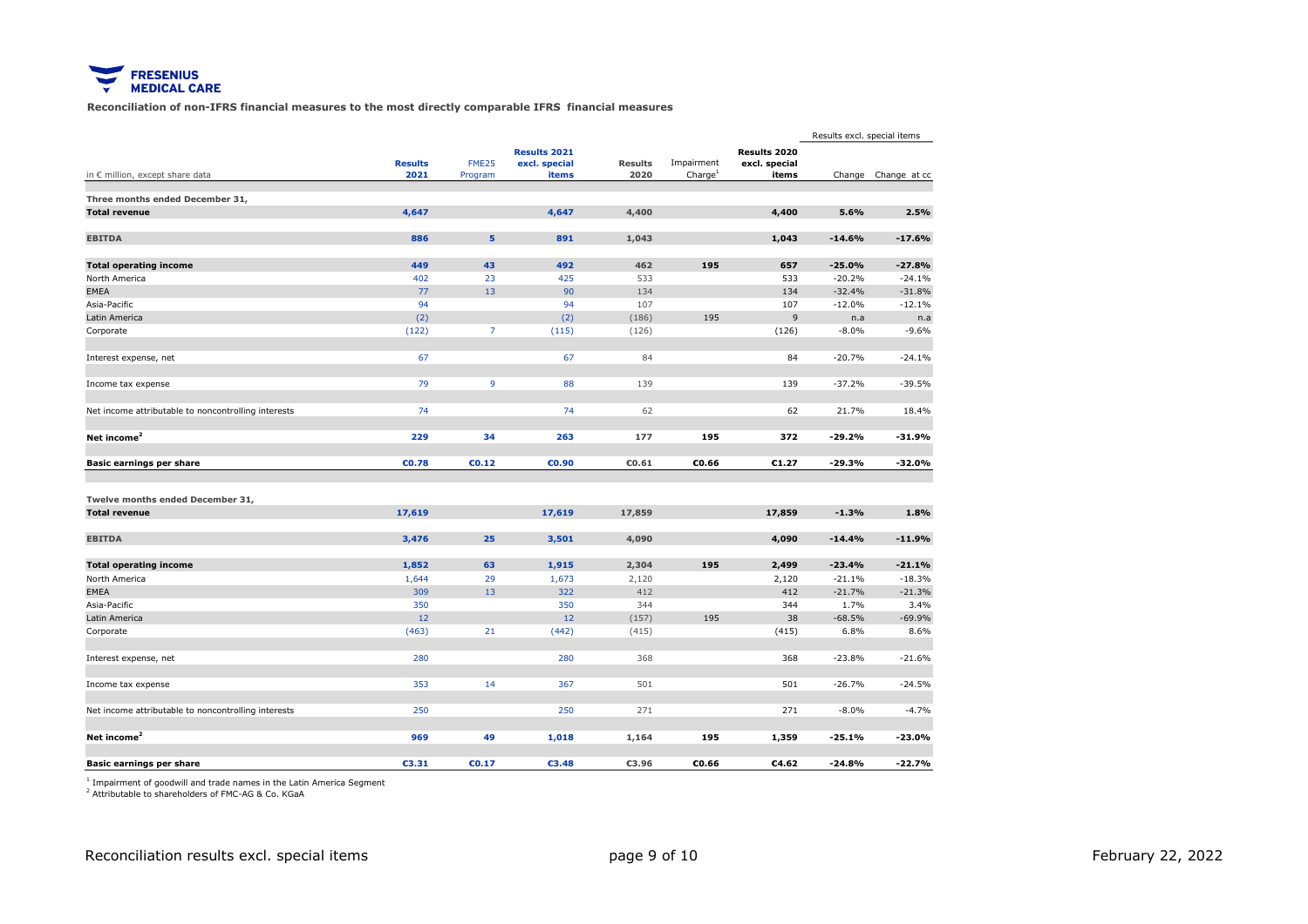**Reconciliation of non-IFRS financial measures to the most directly comparable IFRS financial measures**

| in € million, except share data | Results 2021 | FME25 Program | Results 2021 excl. special items | Results 2020 | Impairment Charge[1] | Results 2020 excl. special items | Results excl. special items | |
|---|---|---|---|---|---|---|---|---|
| | | | | | | | Change | Change at cc |
| **Three months ended December 31,** | | | | | | | | |
| **Total revenue** | **4,647** | | **4,647** | **4,400** | | **4,400** | **5.6%** | **2.5%** |
| **EBITDA** | **886** | **5** | **891** | **1,043** | | **1,043** | **-14.6%** | **-17.6%** |
| **Total operating income** | **449** | **43** | **492** | **462** | **195** | **657** | **-25.0%** | **-27.8%** |
| North America | 402 | 23 | 425 | 533 | | 533 | -20.2% | -24.1% |
| EMEA | 77 | 13 | 90 | 134 | | 134 | -32.4% | -31.8% |
| Asia-Pacific | 94 | | 94 | 107 | | 107 | -12.0% | -12.1% |
| Latin America | (2) | | (2) | (186) | 195 | 9 | n.a | n.a |
| Corporate | (122) | 7 | (115) | (126) | | (126) | -8.0% | -9.6% |
| Interest expense, net | 67 | | 67 | 84 | | 84 | -20.7% | -24.1% |
| Income tax expense | 79 | 9 | 88 | 139 | | 139 | -37.2% | -39.5% |
| Net income attributable to noncontrolling interests | 74 | | 74 | 62 | | 62 | 21.7% | 18.4% |
| **Net income[2]** | **229** | **34** | **263** | **177** | **195** | **372** | **-29.2%** | **-31.9%** |
| **Basic earnings per share** | **€0.78** | **€0.12** | **€0.90** | **€0.61** | **€0.66** | **€1.27** | **-29.3%** | **-32.0%** |
| **Twelve months ended December 31,** | | | | | | | | |
| **Total revenue** | **17,619** | | **17,619** | **17,859** | | **17,859** | **-1.3%** | **1.8%** |
| **EBITDA** | **3,476** | **25** | **3,501** | **4,090** | | **4,090** | **-14.4%** | **-11.9%** |
| **Total operating income** | **1,852** | **63** | **1,915** | **2,304** | **195** | **2,499** | **-23.4%** | **-21.1%** |
| North America | 1,644 | 29 | 1,673 | 2,120 | | 2,120 | -21.1% | -18.3% |
| EMEA | 309 | 13 | 322 | 412 | | 412 | -21.7% | -21.3% |
| Asia-Pacific | 350 | | 350 | 344 | | 344 | 1.7% | 3.4% |
| Latin America | 12 | | 12 | (157) | 195 | 38 | -68.5% | -69.9% |
| Corporate | (463) | 21 | (442) | (415) | | (415) | 6.8% | 8.6% |
| Interest expense, net | 280 | | 280 | 368 | | 368 | -23.8% | -21.6% |
| Income tax expense | 353 | 14 | 367 | 501 | | 501 | -26.7% | -24.5% |
| Net income attributable to noncontrolling interests | 250 | | 250 | 271 | | 271 | -8.0% | -4.7% |
| **Net income[2]** | **969** | **49** | **1,018** | **1,164** | **195** | **1,359** | **-25.1%** | **-23.0%** |
| **Basic earnings per share** | **€3.31** | **€0.17** | **€3.48** | **€3.96** | **€0.66** | **€4.62** | **-24.8%** | **-22.7%** |

[1] Impairment of goodwill and trade names in the Latin America Segment
[2] Attributable to shareholders of FMC-AG & Co. KGaA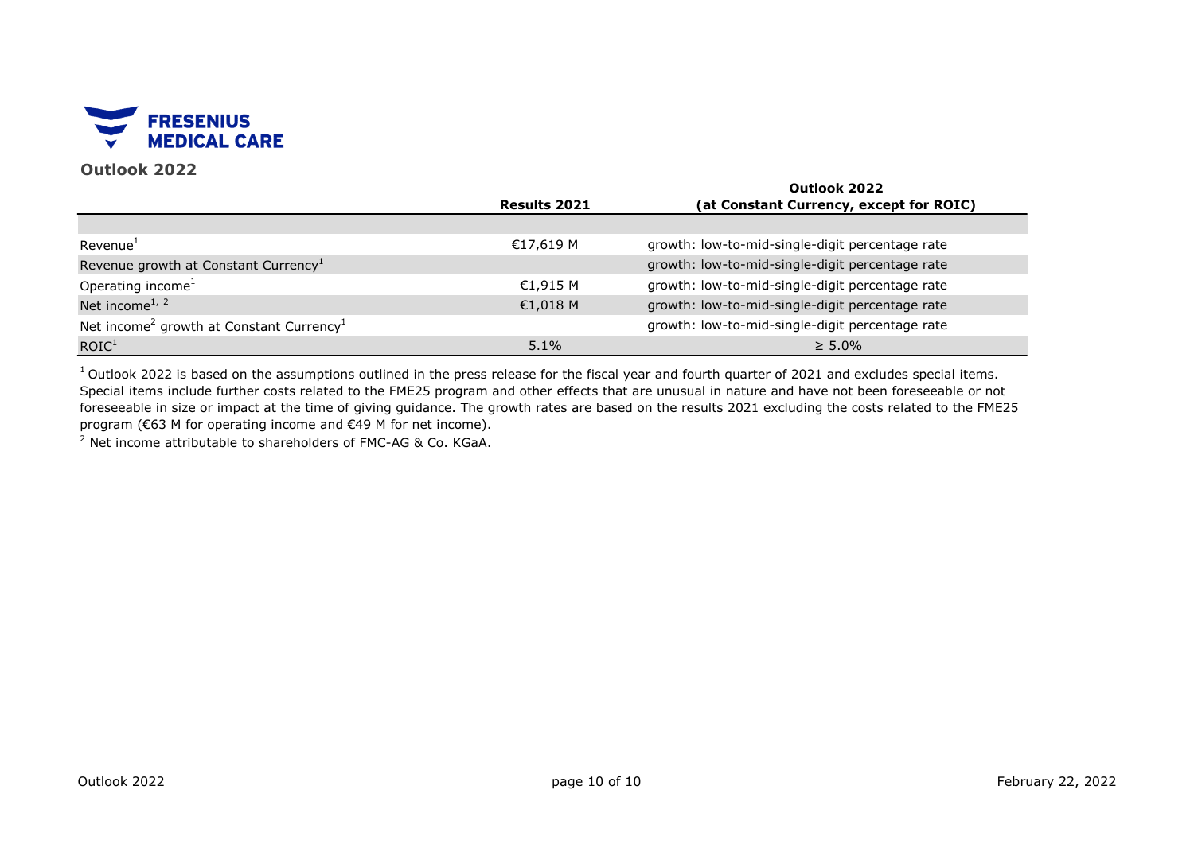FRESENIUS MEDICAL CARE

## Outlook 2022

| | Results 2021 | Outlook 2022 (at Constant Currency, except for ROIC) |
|---|---|---|
| Revenue[1] | €17,619 M | growth: low-to-mid-single-digit percentage rate |
| Revenue growth at Constant Currency[1] | | growth: low-to-mid-single-digit percentage rate |
| Operating income[1] | €1,915 M | growth: low-to-mid-single-digit percentage rate |
| Net income[1, 2] | €1,018 M | growth: low-to-mid-single-digit percentage rate |
| Net income[2] growth at Constant Currency[1] | | growth: low-to-mid-single-digit percentage rate |
| ROIC[1] | 5.1% | ≥ 5.0% |

[1] Outlook 2022 is based on the assumptions outlined in the press release for the fiscal year and fourth quarter of 2021 and excludes special items. Special items include further costs related to the FME25 program and other effects that are unusual in nature and have not been foreseeable or not foreseeable in size or impact at the time of giving guidance. The growth rates are based on the results 2021 excluding the costs related to the FME25 program (€63 M for operating income and €49 M for net income).

[2] Net income attributable to shareholders of FMC-AG & Co. KGaA.